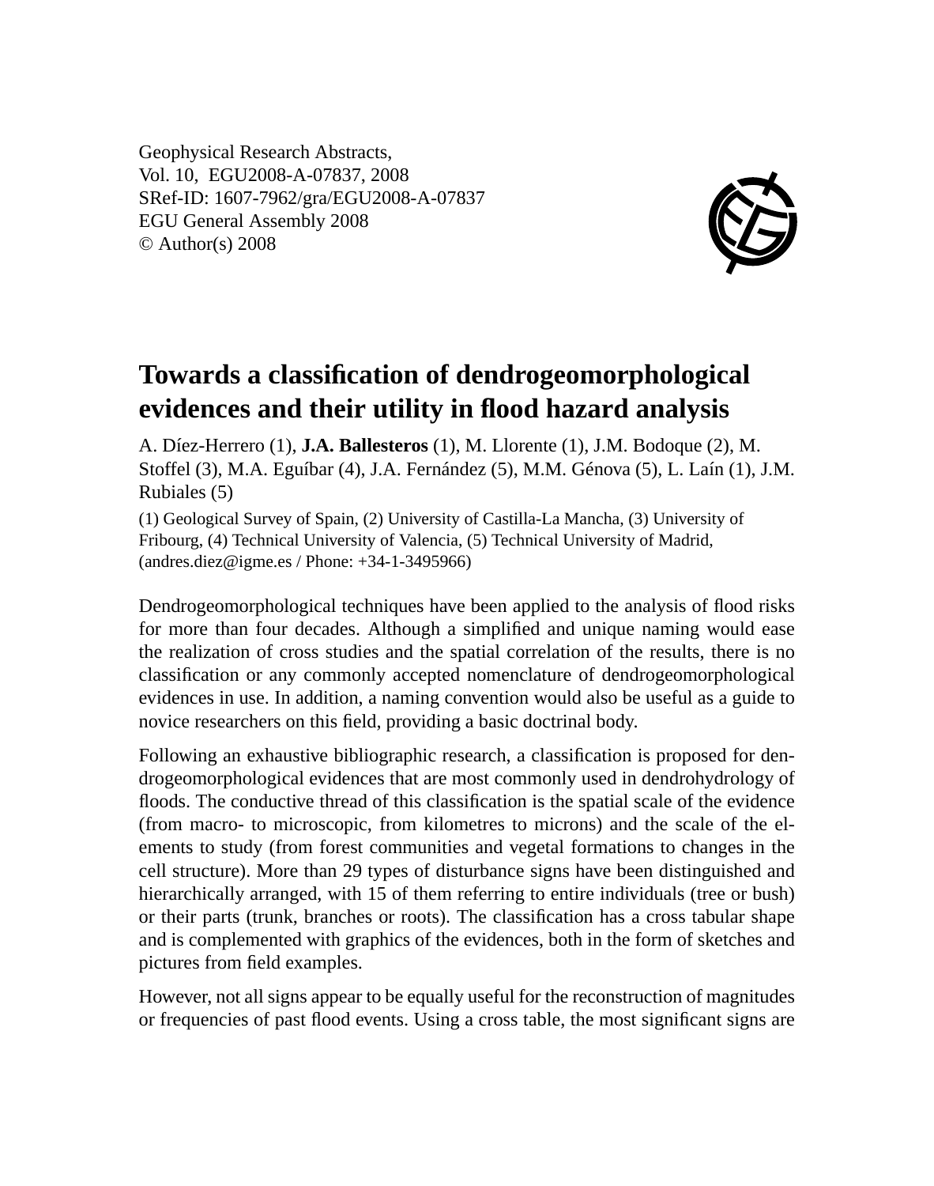Geophysical Research Abstracts,
Vol. 10, EGU2008-A-07837, 2008
SRef-ID: 1607-7962/gra/EGU2008-A-07837
EGU General Assembly 2008
© Author(s) 2008

# Towards a classification of dendrogeomorphological evidences and their utility in flood hazard analysis

A. Díez-Herrero (1), **J.A. Ballesteros** (1), M. Llorente (1), J.M. Bodoque (2), M. Stoffel (3), M.A. Eguíbar (4), J.A. Fernández (5), M.M. Génova (5), L. Laín (1), J.M. Rubiales (5)

(1) Geological Survey of Spain, (2) University of Castilla-La Mancha, (3) University of Fribourg, (4) Technical University of Valencia, (5) Technical University of Madrid, (andres.diez@igme.es / Phone: +34-1-3495966)

Dendrogeomorphological techniques have been applied to the analysis of flood risks for more than four decades. Although a simplified and unique naming would ease the realization of cross studies and the spatial correlation of the results, there is no classification or any commonly accepted nomenclature of dendrogeomorphological evidences in use. In addition, a naming convention would also be useful as a guide to novice researchers on this field, providing a basic doctrinal body.

Following an exhaustive bibliographic research, a classification is proposed for dendrogeomorphological evidences that are most commonly used in dendrohydrology of floods. The conductive thread of this classification is the spatial scale of the evidence (from macro- to microscopic, from kilometres to microns) and the scale of the elements to study (from forest communities and vegetal formations to changes in the cell structure). More than 29 types of disturbance signs have been distinguished and hierarchically arranged, with 15 of them referring to entire individuals (tree or bush) or their parts (trunk, branches or roots). The classification has a cross tabular shape and is complemented with graphics of the evidences, both in the form of sketches and pictures from field examples.

However, not all signs appear to be equally useful for the reconstruction of magnitudes or frequencies of past flood events. Using a cross table, the most significant signs are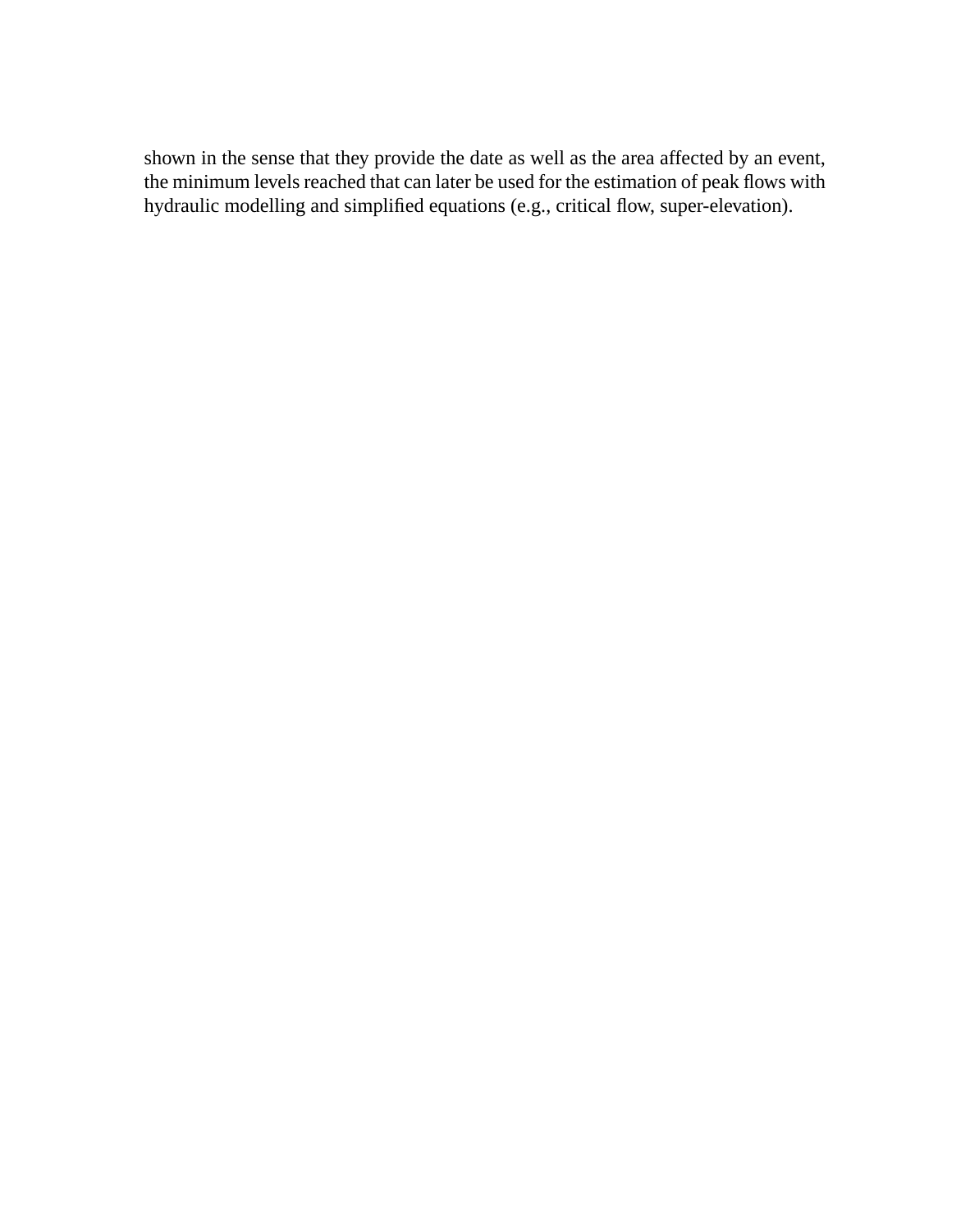shown in the sense that they provide the date as well as the area affected by an event, the minimum levels reached that can later be used for the estimation of peak flows with hydraulic modelling and simplified equations (e.g., critical flow, super-elevation).